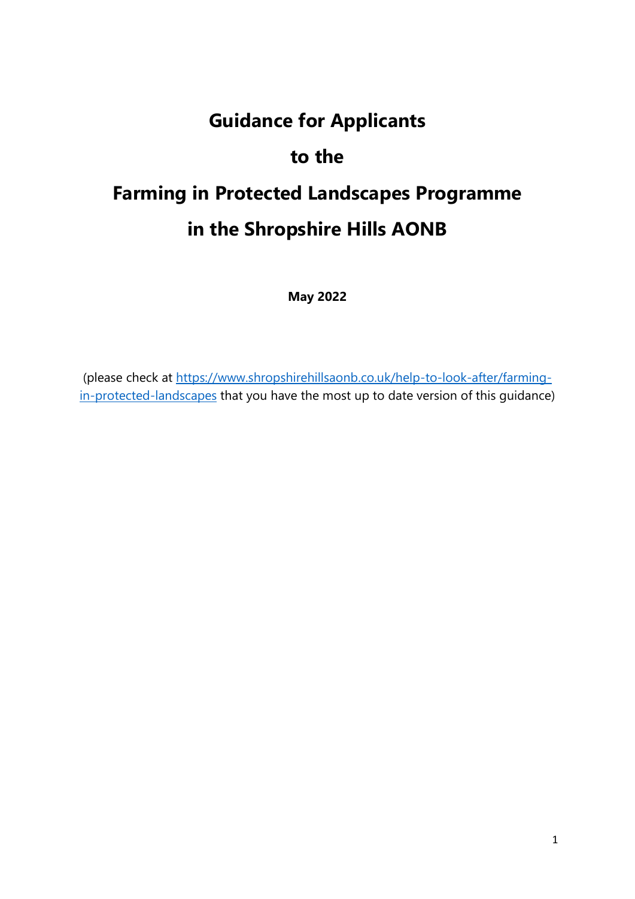# Guidance for Applicants

# to the

# Farming in Protected Landscapes Programme

# in the Shropshire Hills AONB

**May 2022**

(please check at [https://www.shropshirehillsaonb.co.uk/help-to-look-after/farming-in-protected-landscapes](https://www.shropshirehillsaonb.co.uk/help-to-look-after/farming-in-protected-landscapes) that you have the most up to date version of this guidance)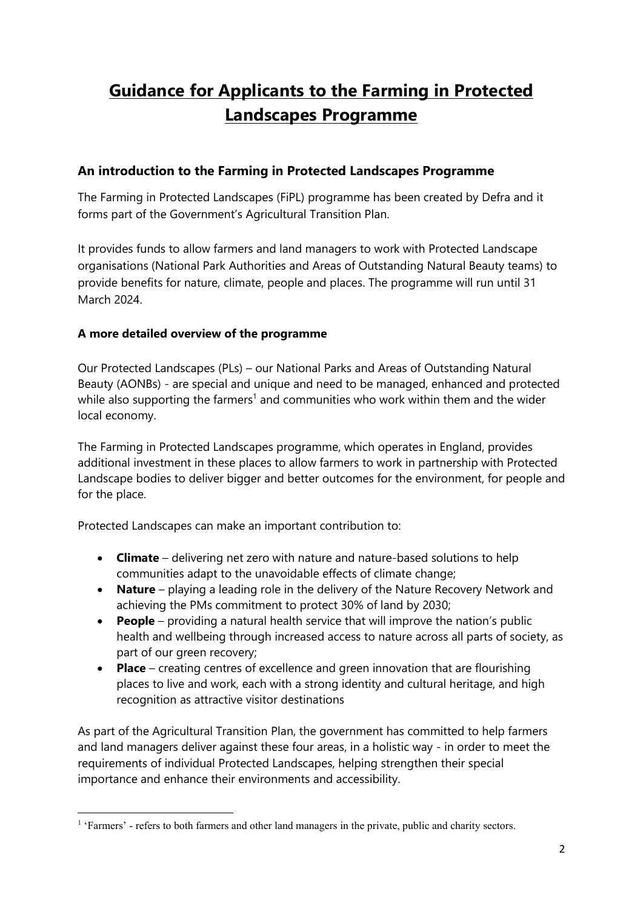# Guidance for Applicants to the Farming in Protected Landscapes Programme

## An introduction to the Farming in Protected Landscapes Programme

The Farming in Protected Landscapes (FiPL) programme has been created by Defra and it forms part of the Government's Agricultural Transition Plan.

It provides funds to allow farmers and land managers to work with Protected Landscape organisations (National Park Authorities and Areas of Outstanding Natural Beauty teams) to provide benefits for nature, climate, people and places. The programme will run until 31 March 2024.

### A more detailed overview of the programme

Our Protected Landscapes (PLs) – our National Parks and Areas of Outstanding Natural Beauty (AONBs) - are special and unique and need to be managed, enhanced and protected while also supporting the farmers[1] and communities who work within them and the wider local economy.

The Farming in Protected Landscapes programme, which operates in England, provides additional investment in these places to allow farmers to work in partnership with Protected Landscape bodies to deliver bigger and better outcomes for the environment, for people and for the place.

Protected Landscapes can make an important contribution to:

- **Climate** – delivering net zero with nature and nature-based solutions to help communities adapt to the unavoidable effects of climate change;
- **Nature** – playing a leading role in the delivery of the Nature Recovery Network and achieving the PMs commitment to protect 30% of land by 2030;
- **People** – providing a natural health service that will improve the nation's public health and wellbeing through increased access to nature across all parts of society, as part of our green recovery;
- **Place** – creating centres of excellence and green innovation that are flourishing places to live and work, each with a strong identity and cultural heritage, and high recognition as attractive visitor destinations

As part of the Agricultural Transition Plan, the government has committed to help farmers and land managers deliver against these four areas, in a holistic way - in order to meet the requirements of individual Protected Landscapes, helping strengthen their special importance and enhance their environments and accessibility.

[1] 'Farmers' - refers to both farmers and other land managers in the private, public and charity sectors.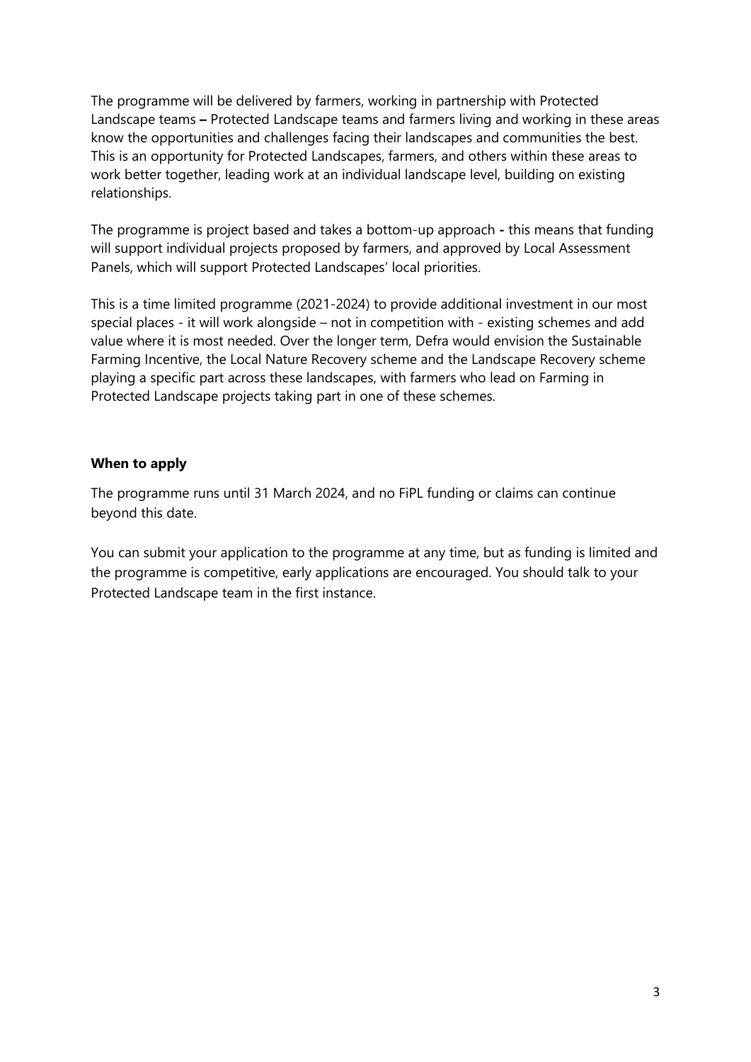The programme will be delivered by farmers, working in partnership with Protected Landscape teams **–** Protected Landscape teams and farmers living and working in these areas know the opportunities and challenges facing their landscapes and communities the best. This is an opportunity for Protected Landscapes, farmers, and others within these areas to work better together, leading work at an individual landscape level, building on existing relationships.

The programme is project based and takes a bottom-up approach **-** this means that funding will support individual projects proposed by farmers, and approved by Local Assessment Panels, which will support Protected Landscapes' local priorities.

This is a time limited programme (2021-2024) to provide additional investment in our most special places - it will work alongside – not in competition with - existing schemes and add value where it is most needed. Over the longer term, Defra would envision the Sustainable Farming Incentive, the Local Nature Recovery scheme and the Landscape Recovery scheme playing a specific part across these landscapes, with farmers who lead on Farming in Protected Landscape projects taking part in one of these schemes.

**When to apply**

The programme runs until 31 March 2024, and no FiPL funding or claims can continue beyond this date.

You can submit your application to the programme at any time, but as funding is limited and the programme is competitive, early applications are encouraged. You should talk to your Protected Landscape team in the first instance.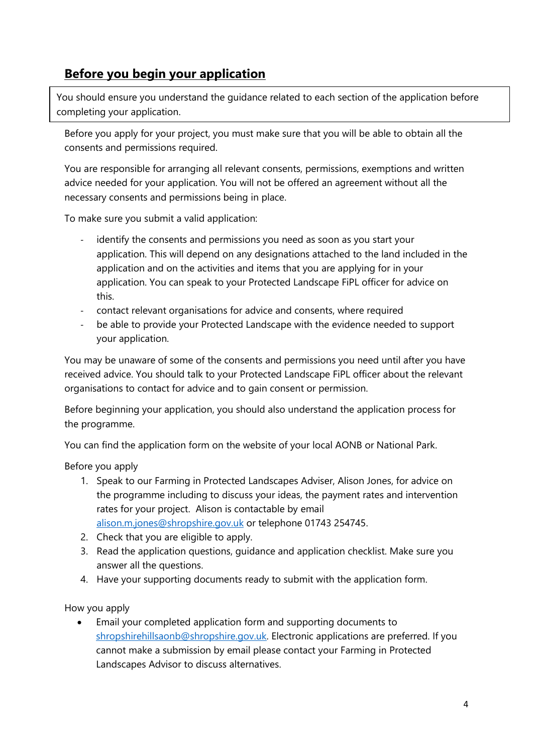## Before you begin your application

You should ensure you understand the guidance related to each section of the application before completing your application.

Before you apply for your project, you must make sure that you will be able to obtain all the consents and permissions required.

You are responsible for arranging all relevant consents, permissions, exemptions and written advice needed for your application. You will not be offered an agreement without all the necessary consents and permissions being in place.

To make sure you submit a valid application:

- identify the consents and permissions you need as soon as you start your application. This will depend on any designations attached to the land included in the application and on the activities and items that you are applying for in your application. You can speak to your Protected Landscape FiPL officer for advice on this.
- contact relevant organisations for advice and consents, where required
- be able to provide your Protected Landscape with the evidence needed to support your application.

You may be unaware of some of the consents and permissions you need until after you have received advice. You should talk to your Protected Landscape FiPL officer about the relevant organisations to contact for advice and to gain consent or permission.

Before beginning your application, you should also understand the application process for the programme.

You can find the application form on the website of your local AONB or National Park.

Before you apply

1. Speak to our Farming in Protected Landscapes Adviser, Alison Jones, for advice on the programme including to discuss your ideas, the payment rates and intervention rates for your project. Alison is contactable by email alison.m.jones@shropshire.gov.uk or telephone 01743 254745.
2. Check that you are eligible to apply.
3. Read the application questions, guidance and application checklist. Make sure you answer all the questions.
4. Have your supporting documents ready to submit with the application form.

How you apply

- Email your completed application form and supporting documents to shropshirehillsaonb@shropshire.gov.uk. Electronic applications are preferred. If you cannot make a submission by email please contact your Farming in Protected Landscapes Advisor to discuss alternatives.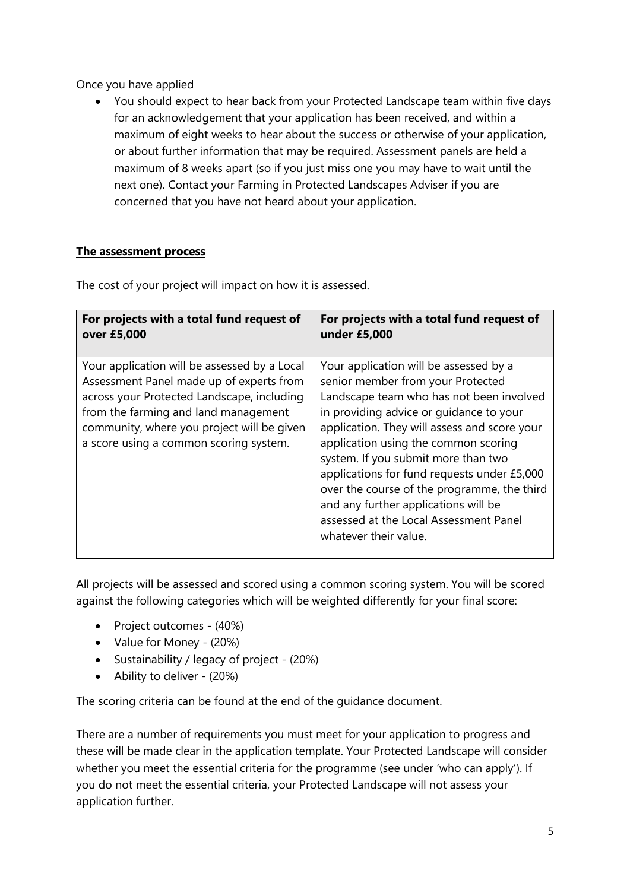Once you have applied

- You should expect to hear back from your Protected Landscape team within five days for an acknowledgement that your application has been received, and within a maximum of eight weeks to hear about the success or otherwise of your application, or about further information that may be required. Assessment panels are held a maximum of 8 weeks apart (so if you just miss one you may have to wait until the next one). Contact your Farming in Protected Landscapes Adviser if you are concerned that you have not heard about your application.

**The assessment process**

The cost of your project will impact on how it is assessed.

| For projects with a total fund request of over £5,000 | For projects with a total fund request of under £5,000 |
|---|---|
| Your application will be assessed by a Local Assessment Panel made up of experts from across your Protected Landscape, including from the farming and land management community, where you project will be given a score using a common scoring system. | Your application will be assessed by a senior member from your Protected Landscape team who has not been involved in providing advice or guidance to your application. They will assess and score your application using the common scoring system. If you submit more than two applications for fund requests under £5,000 over the course of the programme, the third and any further applications will be assessed at the Local Assessment Panel whatever their value. |

All projects will be assessed and scored using a common scoring system. You will be scored against the following categories which will be weighted differently for your final score:

- Project outcomes - (40%)
- Value for Money - (20%)
- Sustainability / legacy of project - (20%)
- Ability to deliver - (20%)

The scoring criteria can be found at the end of the guidance document.

There are a number of requirements you must meet for your application to progress and these will be made clear in the application template. Your Protected Landscape will consider whether you meet the essential criteria for the programme (see under 'who can apply'). If you do not meet the essential criteria, your Protected Landscape will not assess your application further.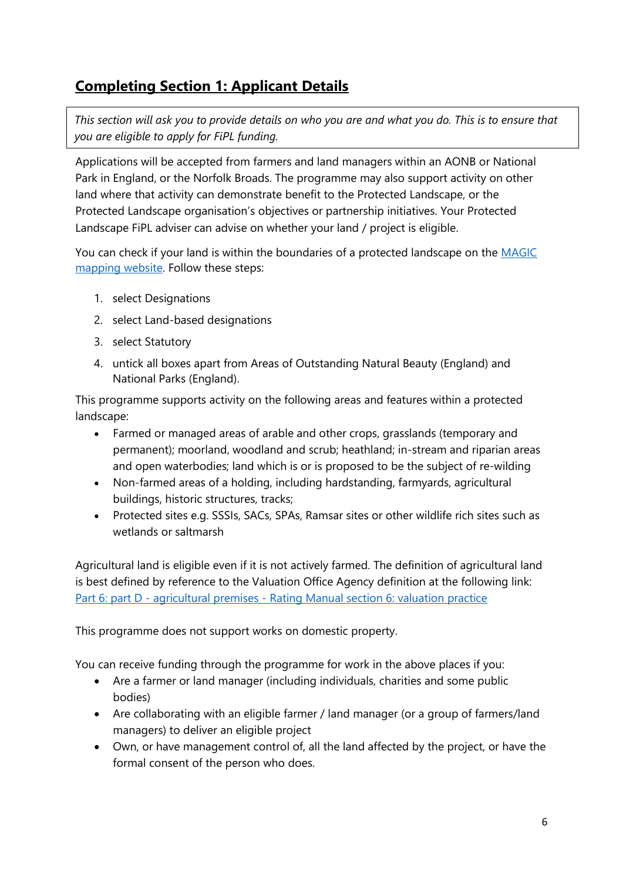## **Completing Section 1: Applicant Details**

*This section will ask you to provide details on who you are and what you do. This is to ensure that you are eligible to apply for FiPL funding.*

Applications will be accepted from farmers and land managers within an AONB or National Park in England, or the Norfolk Broads. The programme may also support activity on other land where that activity can demonstrate benefit to the Protected Landscape, or the Protected Landscape organisation's objectives or partnership initiatives. Your Protected Landscape FiPL adviser can advise on whether your land / project is eligible.

You can check if your land is within the boundaries of a protected landscape on the [MAGIC mapping website](). Follow these steps:

1. select Designations
2. select Land-based designations
3. select Statutory
4. untick all boxes apart from Areas of Outstanding Natural Beauty (England) and National Parks (England).

This programme supports activity on the following areas and features within a protected landscape:

- Farmed or managed areas of arable and other crops, grasslands (temporary and permanent); moorland, woodland and scrub; heathland; in-stream and riparian areas and open waterbodies; land which is or is proposed to be the subject of re-wilding
- Non-farmed areas of a holding, including hardstanding, farmyards, agricultural buildings, historic structures, tracks;
- Protected sites e.g. SSSIs, SACs, SPAs, Ramsar sites or other wildlife rich sites such as wetlands or saltmarsh

Agricultural land is eligible even if it is not actively farmed. The definition of agricultural land is best defined by reference to the Valuation Office Agency definition at the following link: [Part 6: part D - agricultural premises - Rating Manual section 6: valuation practice]()

This programme does not support works on domestic property.

You can receive funding through the programme for work in the above places if you:

- Are a farmer or land manager (including individuals, charities and some public bodies)
- Are collaborating with an eligible farmer / land manager (or a group of farmers/land managers) to deliver an eligible project
- Own, or have management control of, all the land affected by the project, or have the formal consent of the person who does.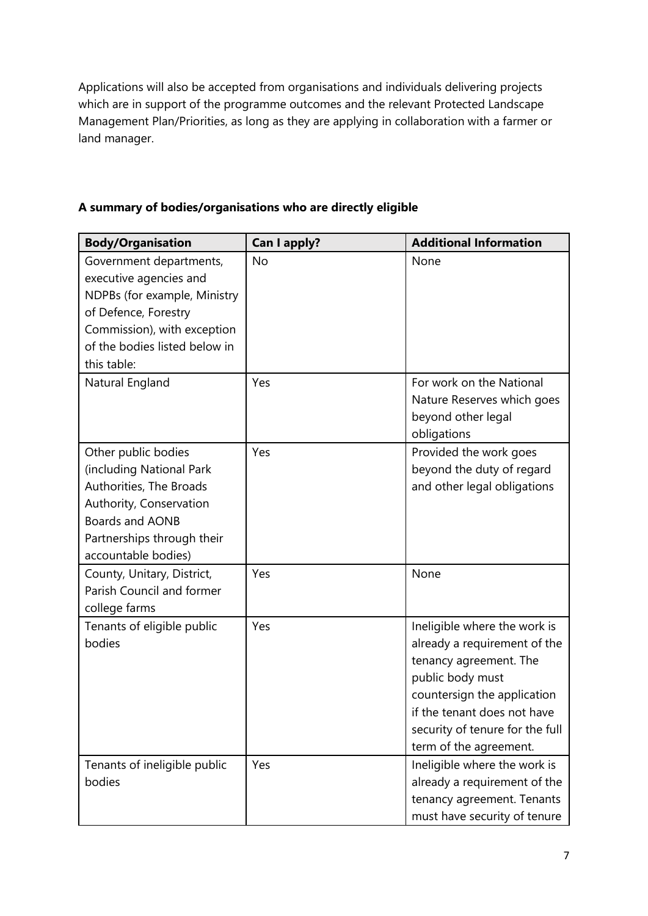Applications will also be accepted from organisations and individuals delivering projects which are in support of the programme outcomes and the relevant Protected Landscape Management Plan/Priorities, as long as they are applying in collaboration with a farmer or land manager.

**A summary of bodies/organisations who are directly eligible**

| Body/Organisation | Can I apply? | Additional Information |
|---|---|---|
| Government departments, executive agencies and NDPBs (for example, Ministry of Defence, Forestry Commission), with exception of the bodies listed below in this table: | No | None |
| Natural England | Yes | For work on the National Nature Reserves which goes beyond other legal obligations |
| Other public bodies (including National Park Authorities, The Broads Authority, Conservation Boards and AONB Partnerships through their accountable bodies) | Yes | Provided the work goes beyond the duty of regard and other legal obligations |
| County, Unitary, District, Parish Council and former college farms | Yes | None |
| Tenants of eligible public bodies | Yes | Ineligible where the work is already a requirement of the tenancy agreement. The public body must countersign the application if the tenant does not have security of tenure for the full term of the agreement. |
| Tenants of ineligible public bodies | Yes | Ineligible where the work is already a requirement of the tenancy agreement. Tenants must have security of tenure |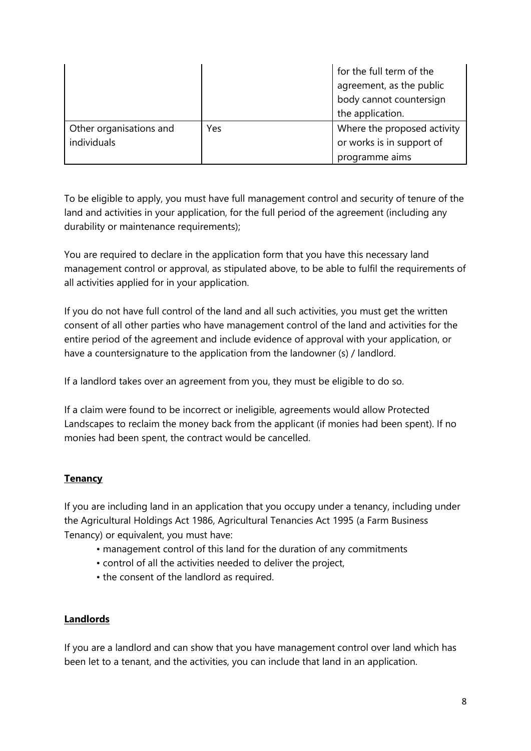| | | |
|---|---|---|
| | | for the full term of the agreement, as the public body cannot countersign the application. |
| Other organisations and individuals | Yes | Where the proposed activity or works is in support of programme aims |

To be eligible to apply, you must have full management control and security of tenure of the land and activities in your application, for the full period of the agreement (including any durability or maintenance requirements);

You are required to declare in the application form that you have this necessary land management control or approval, as stipulated above, to be able to fulfil the requirements of all activities applied for in your application.

If you do not have full control of the land and all such activities, you must get the written consent of all other parties who have management control of the land and activities for the entire period of the agreement and include evidence of approval with your application, or have a countersignature to the application from the landowner (s) / landlord.

If a landlord takes over an agreement from you, they must be eligible to do so.

If a claim were found to be incorrect or ineligible, agreements would allow Protected Landscapes to reclaim the money back from the applicant (if monies had been spent). If no monies had been spent, the contract would be cancelled.

**Tenancy**

If you are including land in an application that you occupy under a tenancy, including under the Agricultural Holdings Act 1986, Agricultural Tenancies Act 1995 (a Farm Business Tenancy) or equivalent, you must have:

- management control of this land for the duration of any commitments
- control of all the activities needed to deliver the project,
- the consent of the landlord as required.

**Landlords**

If you are a landlord and can show that you have management control over land which has been let to a tenant, and the activities, you can include that land in an application.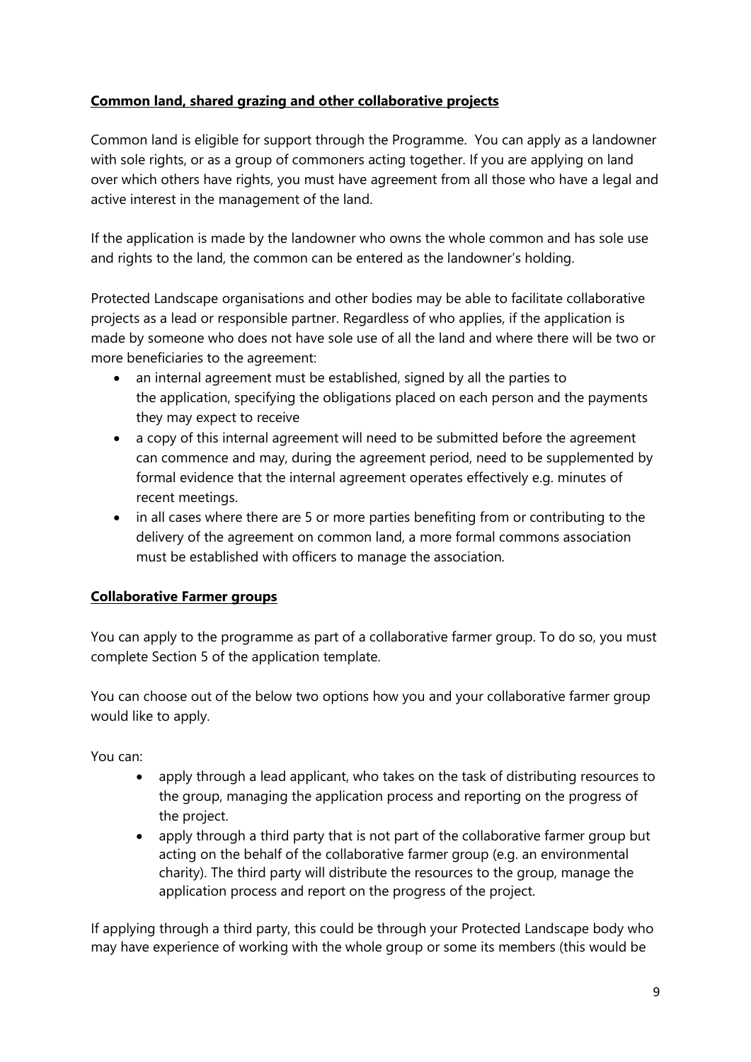**Common land, shared grazing and other collaborative projects**

Common land is eligible for support through the Programme. You can apply as a landowner with sole rights, or as a group of commoners acting together. If you are applying on land over which others have rights, you must have agreement from all those who have a legal and active interest in the management of the land.

If the application is made by the landowner who owns the whole common and has sole use and rights to the land, the common can be entered as the landowner's holding.

Protected Landscape organisations and other bodies may be able to facilitate collaborative projects as a lead or responsible partner. Regardless of who applies, if the application is made by someone who does not have sole use of all the land and where there will be two or more beneficiaries to the agreement:

- an internal agreement must be established, signed by all the parties to the application, specifying the obligations placed on each person and the payments they may expect to receive
- a copy of this internal agreement will need to be submitted before the agreement can commence and may, during the agreement period, need to be supplemented by formal evidence that the internal agreement operates effectively e.g. minutes of recent meetings.
- in all cases where there are 5 or more parties benefiting from or contributing to the delivery of the agreement on common land, a more formal commons association must be established with officers to manage the association.

**Collaborative Farmer groups**

You can apply to the programme as part of a collaborative farmer group. To do so, you must complete Section 5 of the application template.

You can choose out of the below two options how you and your collaborative farmer group would like to apply.

You can:

- apply through a lead applicant, who takes on the task of distributing resources to the group, managing the application process and reporting on the progress of the project.
- apply through a third party that is not part of the collaborative farmer group but acting on the behalf of the collaborative farmer group (e.g. an environmental charity). The third party will distribute the resources to the group, manage the application process and report on the progress of the project.

If applying through a third party, this could be through your Protected Landscape body who may have experience of working with the whole group or some its members (this would be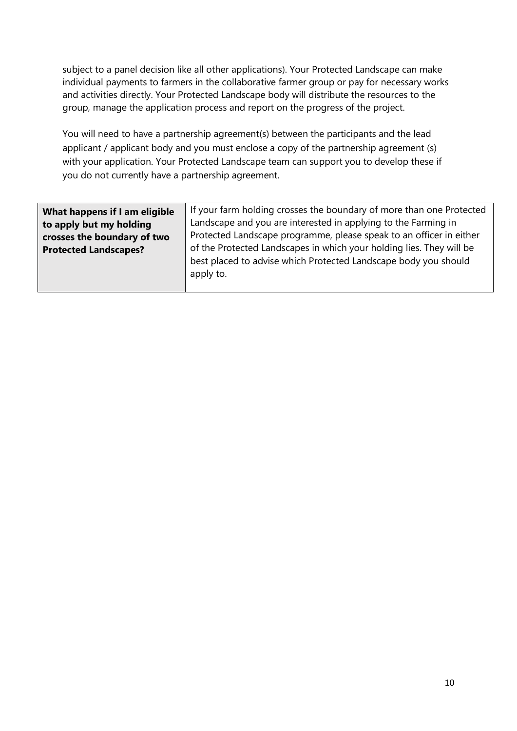subject to a panel decision like all other applications). Your Protected Landscape can make individual payments to farmers in the collaborative farmer group or pay for necessary works and activities directly. Your Protected Landscape body will distribute the resources to the group, manage the application process and report on the progress of the project.

You will need to have a partnership agreement(s) between the participants and the lead applicant / applicant body and you must enclose a copy of the partnership agreement (s) with your application. Your Protected Landscape team can support you to develop these if you do not currently have a partnership agreement.

| **What happens if I am eligible to apply but my holding crosses the boundary of two Protected Landscapes?** | If your farm holding crosses the boundary of more than one Protected Landscape and you are interested in applying to the Farming in Protected Landscape programme, please speak to an officer in either of the Protected Landscapes in which your holding lies. They will be best placed to advise which Protected Landscape body you should apply to. |
|---|---|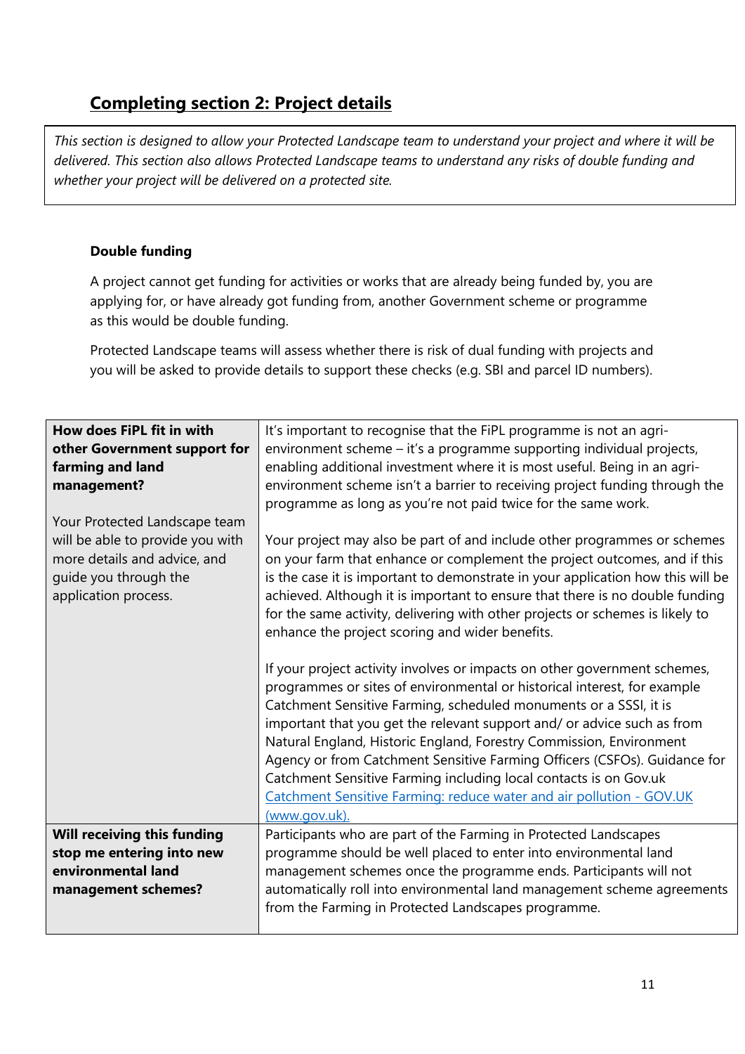## Completing section 2: Project details

*This section is designed to allow your Protected Landscape team to understand your project and where it will be delivered. This section also allows Protected Landscape teams to understand any risks of double funding and whether your project will be delivered on a protected site.*

**Double funding**

A project cannot get funding for activities or works that are already being funded by, you are applying for, or have already got funding from, another Government scheme or programme as this would be double funding.

Protected Landscape teams will assess whether there is risk of dual funding with projects and you will be asked to provide details to support these checks (e.g. SBI and parcel ID numbers).

| | |
|---|---|
| **How does FiPL fit in with other Government support for farming and land management?**<br><br>Your Protected Landscape team will be able to provide you with more details and advice, and guide you through the application process. | It's important to recognise that the FiPL programme is not an agri-environment scheme – it's a programme supporting individual projects, enabling additional investment where it is most useful. Being in an agri-environment scheme isn't a barrier to receiving project funding through the programme as long as you're not paid twice for the same work.<br><br>Your project may also be part of and include other programmes or schemes on your farm that enhance or complement the project outcomes, and if this is the case it is important to demonstrate in your application how this will be achieved. Although it is important to ensure that there is no double funding for the same activity, delivering with other projects or schemes is likely to enhance the project scoring and wider benefits.<br><br>If your project activity involves or impacts on other government schemes, programmes or sites of environmental or historical interest, for example Catchment Sensitive Farming, scheduled monuments or a SSSI, it is important that you get the relevant support and/ or advice such as from Natural England, Historic England, Forestry Commission, Environment Agency or from Catchment Sensitive Farming Officers (CSFOs). Guidance for Catchment Sensitive Farming including local contacts is on Gov.uk [Catchment Sensitive Farming: reduce water and air pollution - GOV.UK (www.gov.uk).] |
| **Will receiving this funding stop me entering into new environmental land management schemes?** | Participants who are part of the Farming in Protected Landscapes programme should be well placed to enter into environmental land management schemes once the programme ends. Participants will not automatically roll into environmental land management scheme agreements from the Farming in Protected Landscapes programme. |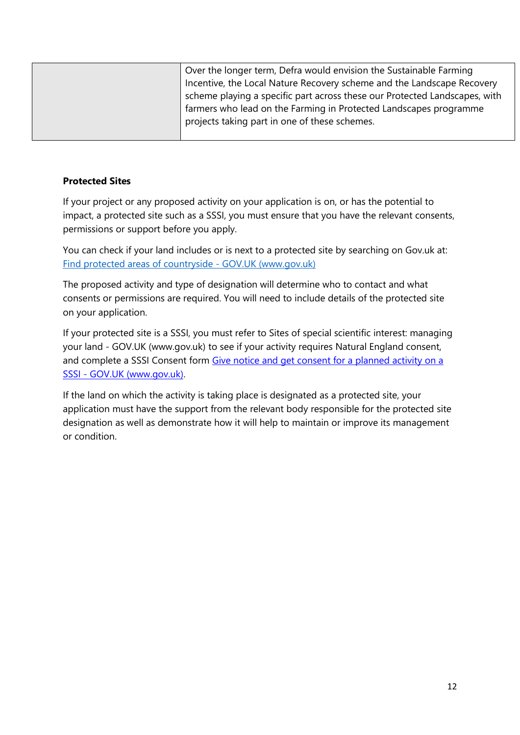| | Over the longer term, Defra would envision the Sustainable Farming Incentive, the Local Nature Recovery scheme and the Landscape Recovery scheme playing a specific part across these our Protected Landscapes, with farmers who lead on the Farming in Protected Landscapes programme projects taking part in one of these schemes. |
| --- | --- |

**Protected Sites**

If your project or any proposed activity on your application is on, or has the potential to impact, a protected site such as a SSSI, you must ensure that you have the relevant consents, permissions or support before you apply.

You can check if your land includes or is next to a protected site by searching on Gov.uk at: [Find protected areas of countryside - GOV.UK (www.gov.uk)]

The proposed activity and type of designation will determine who to contact and what consents or permissions are required. You will need to include details of the protected site on your application.

If your protected site is a SSSI, you must refer to Sites of special scientific interest: managing your land - GOV.UK (www.gov.uk) to see if your activity requires Natural England consent, and complete a SSSI Consent form [Give notice and get consent for a planned activity on a SSSI - GOV.UK (www.gov.uk)].

If the land on which the activity is taking place is designated as a protected site, your application must have the support from the relevant body responsible for the protected site designation as well as demonstrate how it will help to maintain or improve its management or condition.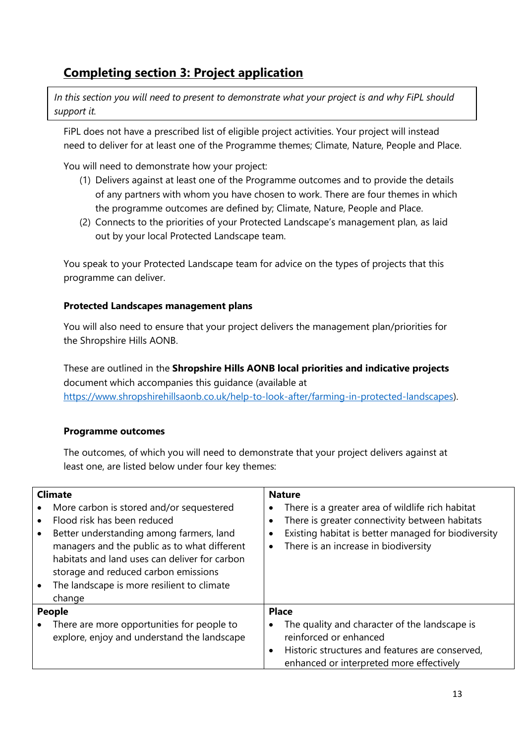## Completing section 3: Project application

*In this section you will need to present to demonstrate what your project is and why FiPL should support it.*

FiPL does not have a prescribed list of eligible project activities. Your project will instead need to deliver for at least one of the Programme themes; Climate, Nature, People and Place.

You will need to demonstrate how your project:

(1) Delivers against at least one of the Programme outcomes and to provide the details of any partners with whom you have chosen to work. There are four themes in which the programme outcomes are defined by; Climate, Nature, People and Place.

(2) Connects to the priorities of your Protected Landscape's management plan, as laid out by your local Protected Landscape team.

You speak to your Protected Landscape team for advice on the types of projects that this programme can deliver.

**Protected Landscapes management plans**

You will also need to ensure that your project delivers the management plan/priorities for the Shropshire Hills AONB.

These are outlined in the **Shropshire Hills AONB local priorities and indicative projects** document which accompanies this guidance (available at [https://www.shropshirehillsaonb.co.uk/help-to-look-after/farming-in-protected-landscapes](https://www.shropshirehillsaonb.co.uk/help-to-look-after/farming-in-protected-landscapes)).

**Programme outcomes**

The outcomes, of which you will need to demonstrate that your project delivers against at least one, are listed below under four key themes:

| **Climate** | **Nature** |
| --- | --- |
| • More carbon is stored and/or sequestered<br>• Flood risk has been reduced<br>• Better understanding among farmers, land managers and the public as to what different habitats and land uses can deliver for carbon storage and reduced carbon emissions<br>• The landscape is more resilient to climate change | • There is a greater area of wildlife rich habitat<br>• There is greater connectivity between habitats<br>• Existing habitat is better managed for biodiversity<br>• There is an increase in biodiversity |
| **People** | **Place** |
| • There are more opportunities for people to explore, enjoy and understand the landscape | • The quality and character of the landscape is reinforced or enhanced<br>• Historic structures and features are conserved, enhanced or interpreted more effectively |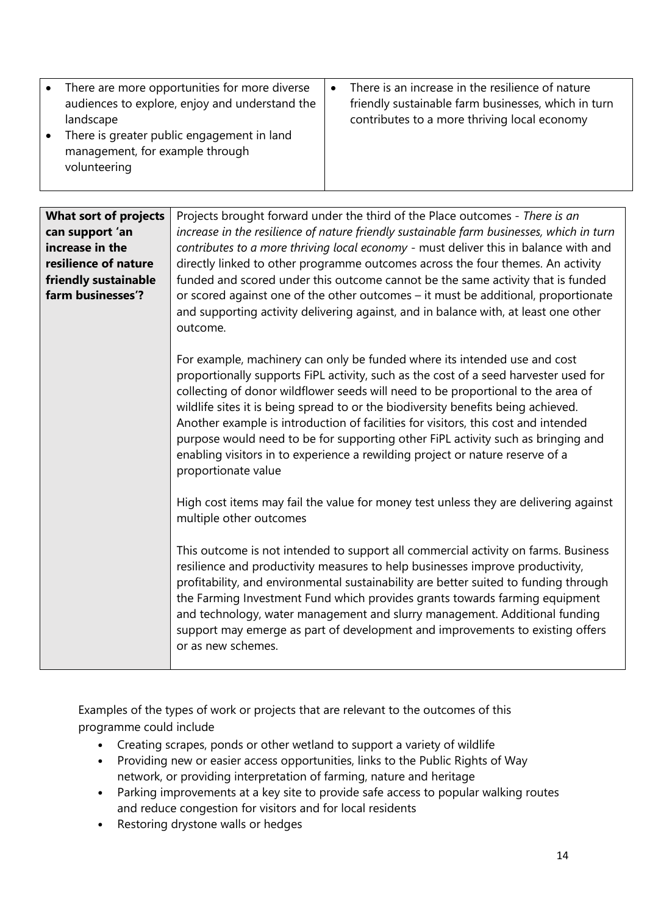| | |
|---|---|
| • There are more opportunities for more diverse audiences to explore, enjoy and understand the landscape<br>• There is greater public engagement in land management, for example through volunteering | • There is an increase in the resilience of nature friendly sustainable farm businesses, which in turn contributes to a more thriving local economy |

| **What sort of projects can support 'an increase in the resilience of nature friendly sustainable farm businesses'?** | Projects brought forward under the third of the Place outcomes - *There is an increase in the resilience of nature friendly sustainable farm businesses, which in turn contributes to a more thriving local economy* - must deliver this in balance with and directly linked to other programme outcomes across the four themes. An activity funded and scored under this outcome cannot be the same activity that is funded or scored against one of the other outcomes – it must be additional, proportionate and supporting activity delivering against, and in balance with, at least one other outcome.<br><br>For example, machinery can only be funded where its intended use and cost proportionally supports FiPL activity, such as the cost of a seed harvester used for collecting of donor wildflower seeds will need to be proportional to the area of wildlife sites it is being spread to or the biodiversity benefits being achieved. Another example is introduction of facilities for visitors, this cost and intended purpose would need to be for supporting other FiPL activity such as bringing and enabling visitors in to experience a rewilding project or nature reserve of a proportionate value<br><br>High cost items may fail the value for money test unless they are delivering against multiple other outcomes<br><br>This outcome is not intended to support all commercial activity on farms. Business resilience and productivity measures to help businesses improve productivity, profitability, and environmental sustainability are better suited to funding through the Farming Investment Fund which provides grants towards farming equipment and technology, water management and slurry management. Additional funding support may emerge as part of development and improvements to existing offers or as new schemes. |
|---|---|

Examples of the types of work or projects that are relevant to the outcomes of this programme could include

- Creating scrapes, ponds or other wetland to support a variety of wildlife
- Providing new or easier access opportunities, links to the Public Rights of Way network, or providing interpretation of farming, nature and heritage
- Parking improvements at a key site to provide safe access to popular walking routes and reduce congestion for visitors and for local residents
- Restoring drystone walls or hedges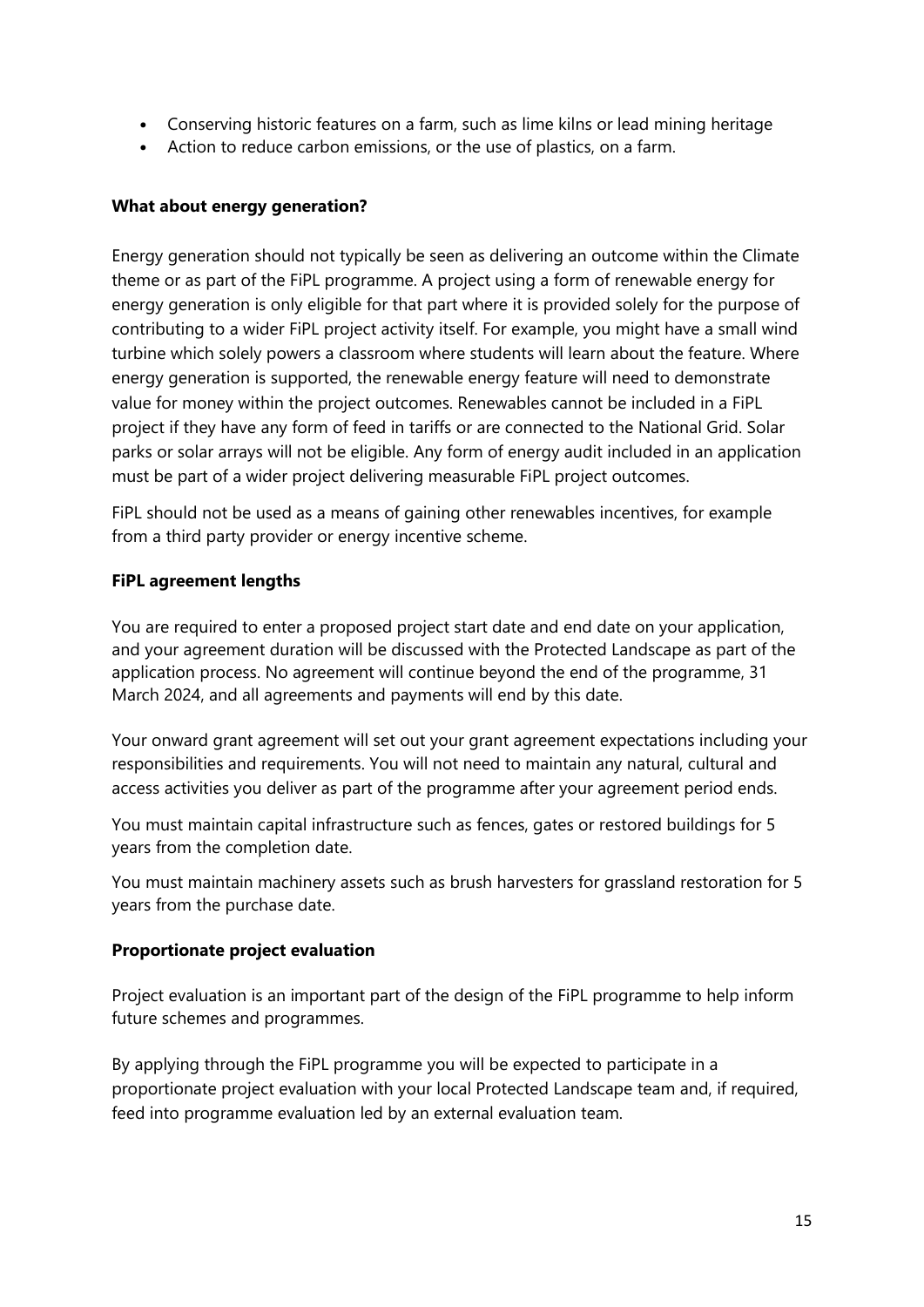- Conserving historic features on a farm, such as lime kilns or lead mining heritage
- Action to reduce carbon emissions, or the use of plastics, on a farm.

**What about energy generation?**

Energy generation should not typically be seen as delivering an outcome within the Climate theme or as part of the FiPL programme. A project using a form of renewable energy for energy generation is only eligible for that part where it is provided solely for the purpose of contributing to a wider FiPL project activity itself. For example, you might have a small wind turbine which solely powers a classroom where students will learn about the feature. Where energy generation is supported, the renewable energy feature will need to demonstrate value for money within the project outcomes. Renewables cannot be included in a FiPL project if they have any form of feed in tariffs or are connected to the National Grid. Solar parks or solar arrays will not be eligible. Any form of energy audit included in an application must be part of a wider project delivering measurable FiPL project outcomes.

FiPL should not be used as a means of gaining other renewables incentives, for example from a third party provider or energy incentive scheme.

**FiPL agreement lengths**

You are required to enter a proposed project start date and end date on your application, and your agreement duration will be discussed with the Protected Landscape as part of the application process. No agreement will continue beyond the end of the programme, 31 March 2024, and all agreements and payments will end by this date.

Your onward grant agreement will set out your grant agreement expectations including your responsibilities and requirements. You will not need to maintain any natural, cultural and access activities you deliver as part of the programme after your agreement period ends.

You must maintain capital infrastructure such as fences, gates or restored buildings for 5 years from the completion date.

You must maintain machinery assets such as brush harvesters for grassland restoration for 5 years from the purchase date.

**Proportionate project evaluation**

Project evaluation is an important part of the design of the FiPL programme to help inform future schemes and programmes.

By applying through the FiPL programme you will be expected to participate in a proportionate project evaluation with your local Protected Landscape team and, if required, feed into programme evaluation led by an external evaluation team.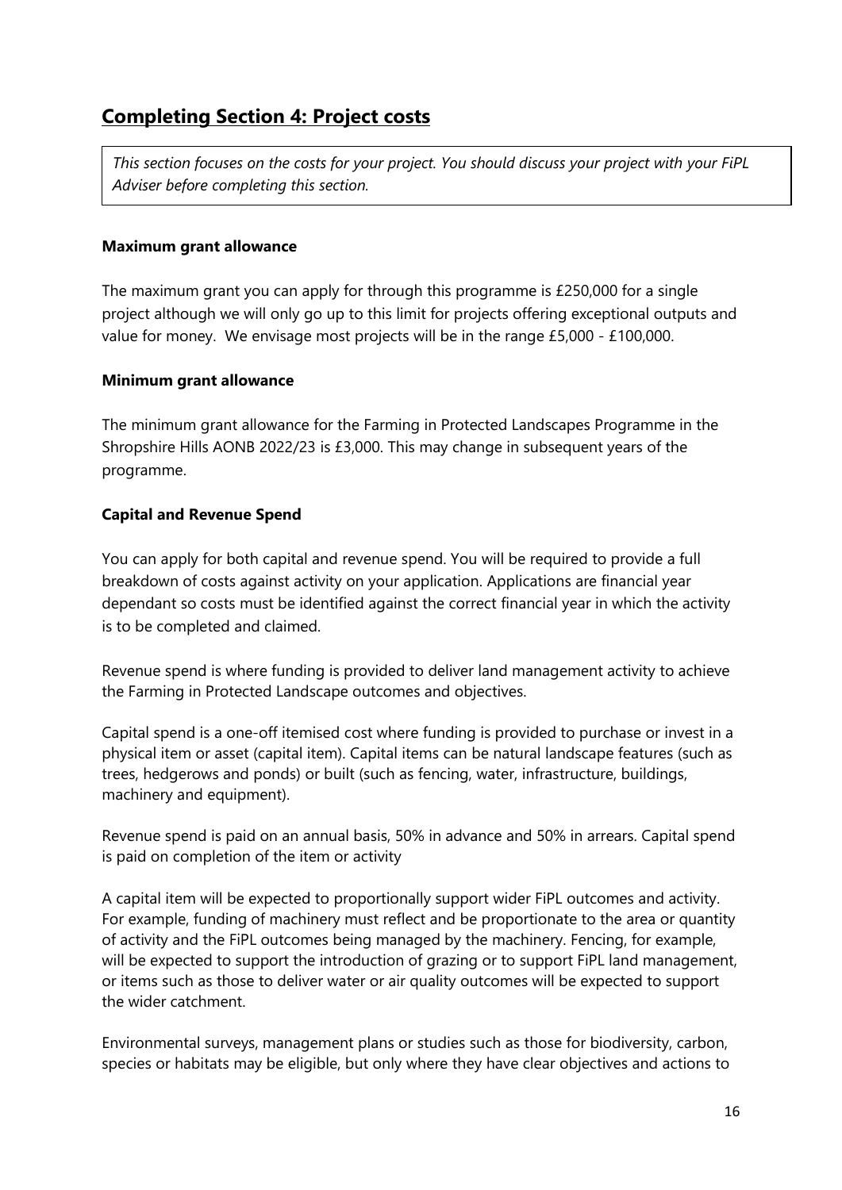## Completing Section 4: Project costs

*This section focuses on the costs for your project. You should discuss your project with your FiPL Adviser before completing this section.*

**Maximum grant allowance**

The maximum grant you can apply for through this programme is £250,000 for a single project although we will only go up to this limit for projects offering exceptional outputs and value for money. We envisage most projects will be in the range £5,000 - £100,000.

**Minimum grant allowance**

The minimum grant allowance for the Farming in Protected Landscapes Programme in the Shropshire Hills AONB 2022/23 is £3,000. This may change in subsequent years of the programme.

**Capital and Revenue Spend**

You can apply for both capital and revenue spend. You will be required to provide a full breakdown of costs against activity on your application. Applications are financial year dependant so costs must be identified against the correct financial year in which the activity is to be completed and claimed.

Revenue spend is where funding is provided to deliver land management activity to achieve the Farming in Protected Landscape outcomes and objectives.

Capital spend is a one-off itemised cost where funding is provided to purchase or invest in a physical item or asset (capital item). Capital items can be natural landscape features (such as trees, hedgerows and ponds) or built (such as fencing, water, infrastructure, buildings, machinery and equipment).

Revenue spend is paid on an annual basis, 50% in advance and 50% in arrears. Capital spend is paid on completion of the item or activity

A capital item will be expected to proportionally support wider FiPL outcomes and activity. For example, funding of machinery must reflect and be proportionate to the area or quantity of activity and the FiPL outcomes being managed by the machinery. Fencing, for example, will be expected to support the introduction of grazing or to support FiPL land management, or items such as those to deliver water or air quality outcomes will be expected to support the wider catchment.

Environmental surveys, management plans or studies such as those for biodiversity, carbon, species or habitats may be eligible, but only where they have clear objectives and actions to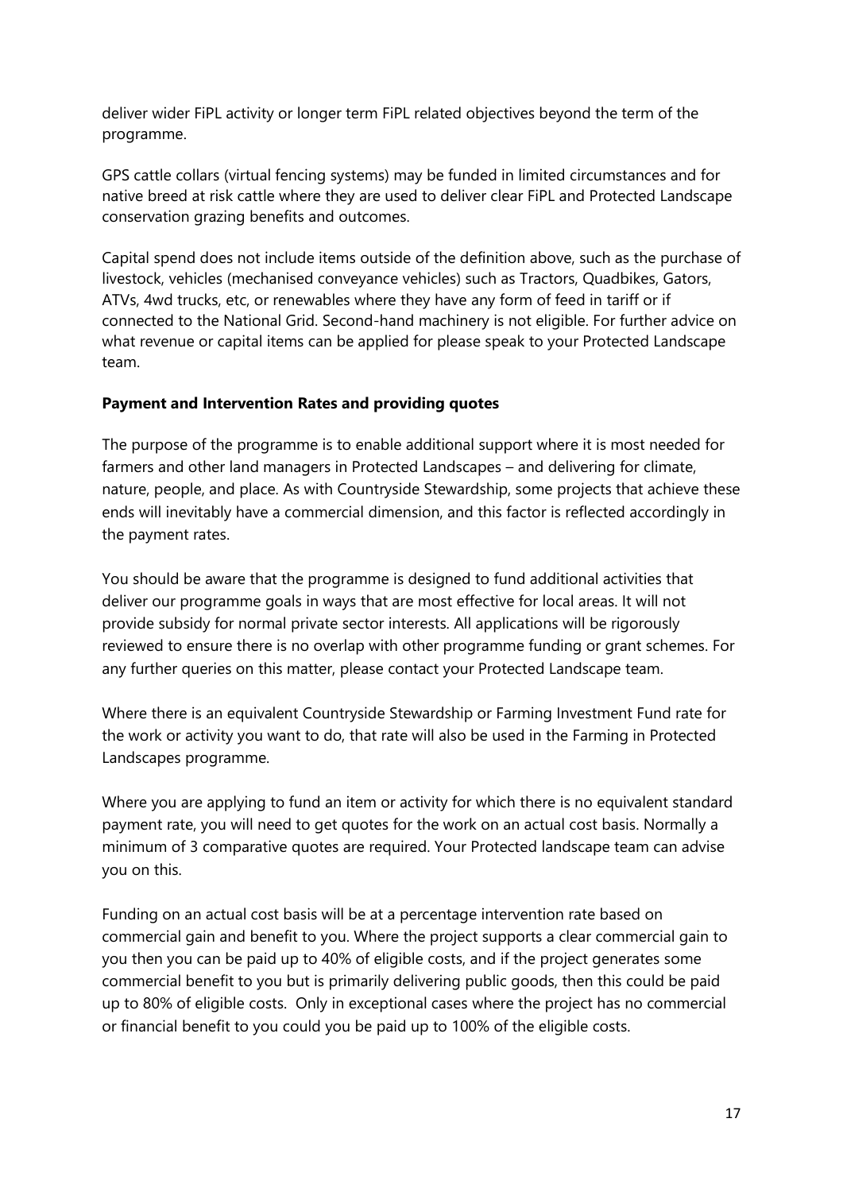deliver wider FiPL activity or longer term FiPL related objectives beyond the term of the programme.

GPS cattle collars (virtual fencing systems) may be funded in limited circumstances and for native breed at risk cattle where they are used to deliver clear FiPL and Protected Landscape conservation grazing benefits and outcomes.

Capital spend does not include items outside of the definition above, such as the purchase of livestock, vehicles (mechanised conveyance vehicles) such as Tractors, Quadbikes, Gators, ATVs, 4wd trucks, etc, or renewables where they have any form of feed in tariff or if connected to the National Grid. Second-hand machinery is not eligible. For further advice on what revenue or capital items can be applied for please speak to your Protected Landscape team.

**Payment and Intervention Rates and providing quotes**

The purpose of the programme is to enable additional support where it is most needed for farmers and other land managers in Protected Landscapes – and delivering for climate, nature, people, and place. As with Countryside Stewardship, some projects that achieve these ends will inevitably have a commercial dimension, and this factor is reflected accordingly in the payment rates.

You should be aware that the programme is designed to fund additional activities that deliver our programme goals in ways that are most effective for local areas. It will not provide subsidy for normal private sector interests. All applications will be rigorously reviewed to ensure there is no overlap with other programme funding or grant schemes. For any further queries on this matter, please contact your Protected Landscape team.

Where there is an equivalent Countryside Stewardship or Farming Investment Fund rate for the work or activity you want to do, that rate will also be used in the Farming in Protected Landscapes programme.

Where you are applying to fund an item or activity for which there is no equivalent standard payment rate, you will need to get quotes for the work on an actual cost basis. Normally a minimum of 3 comparative quotes are required. Your Protected landscape team can advise you on this.

Funding on an actual cost basis will be at a percentage intervention rate based on commercial gain and benefit to you. Where the project supports a clear commercial gain to you then you can be paid up to 40% of eligible costs, and if the project generates some commercial benefit to you but is primarily delivering public goods, then this could be paid up to 80% of eligible costs. Only in exceptional cases where the project has no commercial or financial benefit to you could you be paid up to 100% of the eligible costs.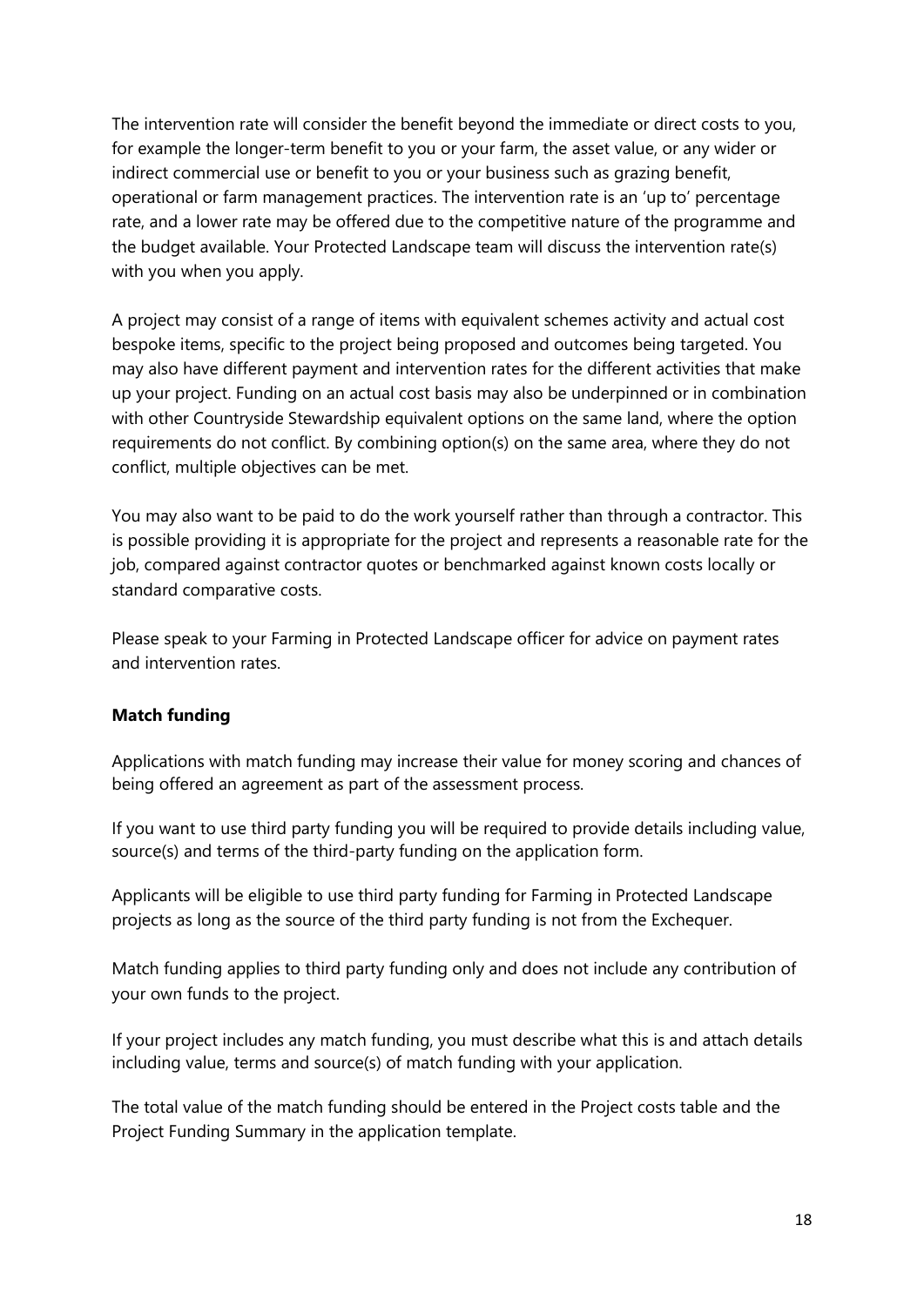The intervention rate will consider the benefit beyond the immediate or direct costs to you, for example the longer-term benefit to you or your farm, the asset value, or any wider or indirect commercial use or benefit to you or your business such as grazing benefit, operational or farm management practices. The intervention rate is an 'up to' percentage rate, and a lower rate may be offered due to the competitive nature of the programme and the budget available. Your Protected Landscape team will discuss the intervention rate(s) with you when you apply.

A project may consist of a range of items with equivalent schemes activity and actual cost bespoke items, specific to the project being proposed and outcomes being targeted. You may also have different payment and intervention rates for the different activities that make up your project. Funding on an actual cost basis may also be underpinned or in combination with other Countryside Stewardship equivalent options on the same land, where the option requirements do not conflict. By combining option(s) on the same area, where they do not conflict, multiple objectives can be met.

You may also want to be paid to do the work yourself rather than through a contractor. This is possible providing it is appropriate for the project and represents a reasonable rate for the job, compared against contractor quotes or benchmarked against known costs locally or standard comparative costs.

Please speak to your Farming in Protected Landscape officer for advice on payment rates and intervention rates.

**Match funding**

Applications with match funding may increase their value for money scoring and chances of being offered an agreement as part of the assessment process.

If you want to use third party funding you will be required to provide details including value, source(s) and terms of the third-party funding on the application form.

Applicants will be eligible to use third party funding for Farming in Protected Landscape projects as long as the source of the third party funding is not from the Exchequer.

Match funding applies to third party funding only and does not include any contribution of your own funds to the project.

If your project includes any match funding, you must describe what this is and attach details including value, terms and source(s) of match funding with your application.

The total value of the match funding should be entered in the Project costs table and the Project Funding Summary in the application template.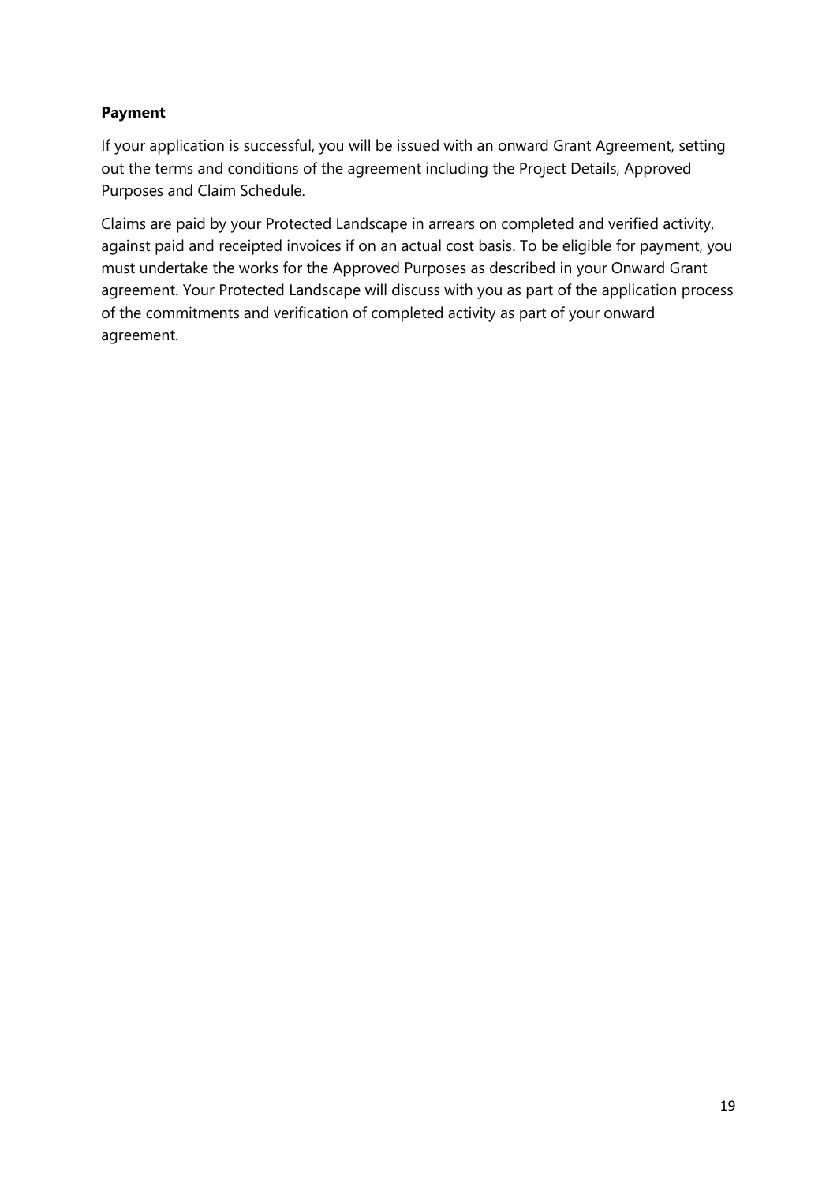**Payment**

If your application is successful, you will be issued with an onward Grant Agreement, setting out the terms and conditions of the agreement including the Project Details, Approved Purposes and Claim Schedule.

Claims are paid by your Protected Landscape in arrears on completed and verified activity, against paid and receipted invoices if on an actual cost basis. To be eligible for payment, you must undertake the works for the Approved Purposes as described in your Onward Grant agreement. Your Protected Landscape will discuss with you as part of the application process of the commitments and verification of completed activity as part of your onward agreement.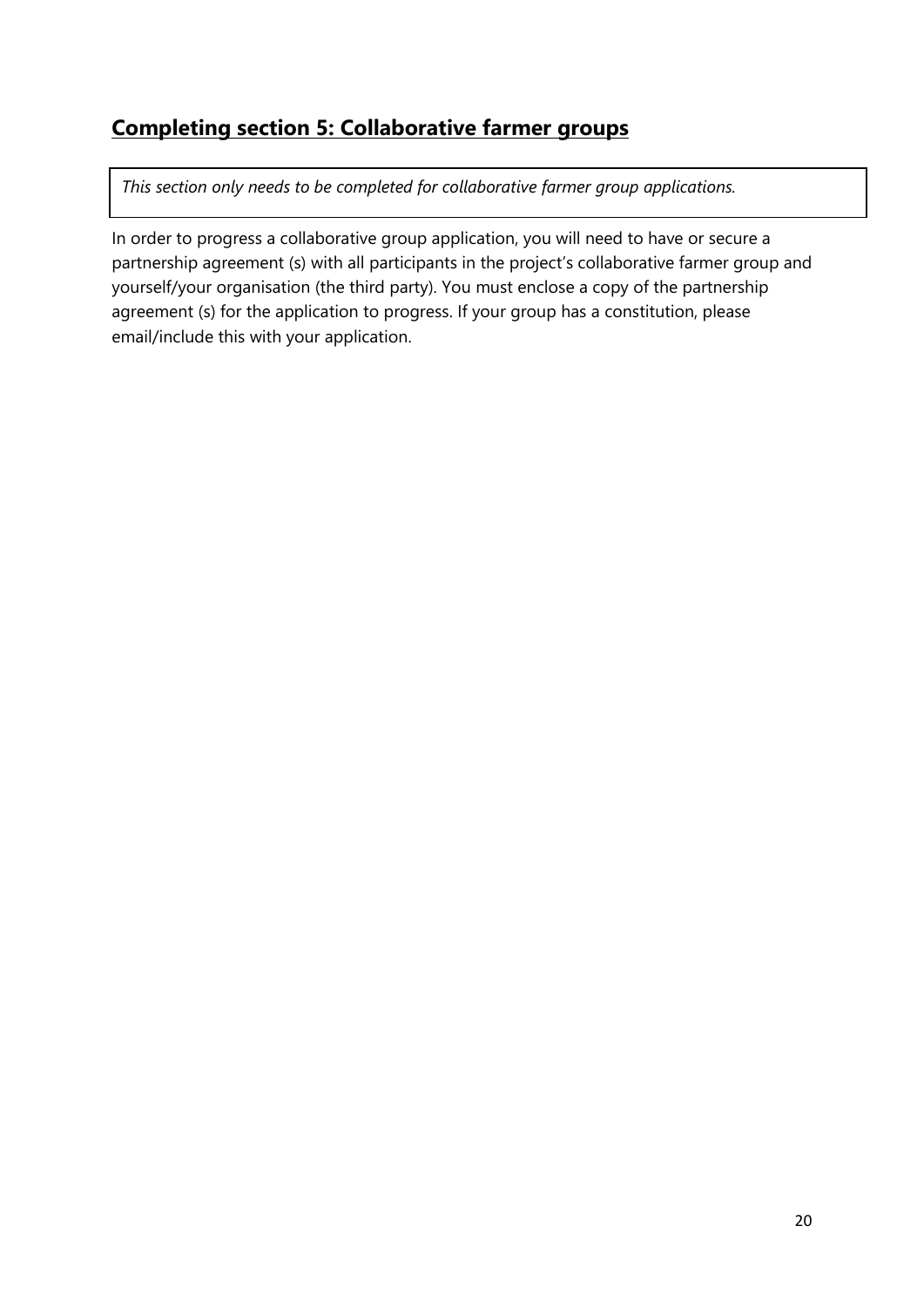## Completing section 5: Collaborative farmer groups

*This section only needs to be completed for collaborative farmer group applications.*

In order to progress a collaborative group application, you will need to have or secure a partnership agreement (s) with all participants in the project's collaborative farmer group and yourself/your organisation (the third party). You must enclose a copy of the partnership agreement (s) for the application to progress. If your group has a constitution, please email/include this with your application.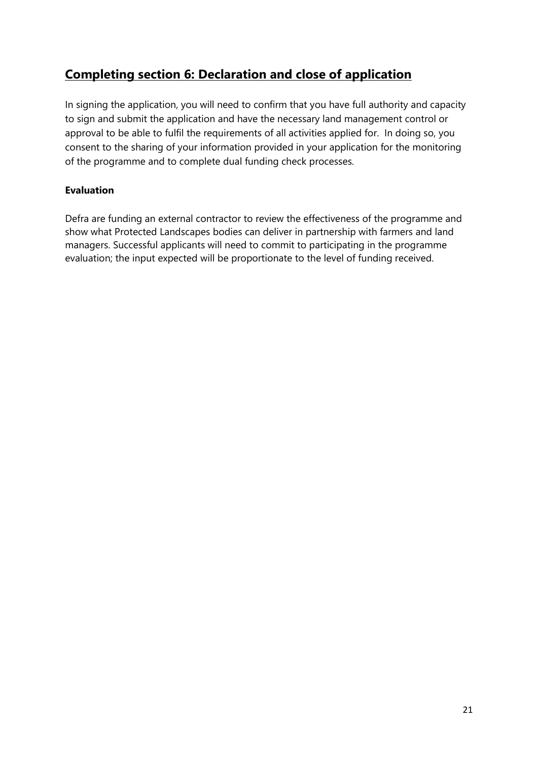## Completing section 6: Declaration and close of application

In signing the application, you will need to confirm that you have full authority and capacity to sign and submit the application and have the necessary land management control or approval to be able to fulfil the requirements of all activities applied for. In doing so, you consent to the sharing of your information provided in your application for the monitoring of the programme and to complete dual funding check processes.

**Evaluation**

Defra are funding an external contractor to review the effectiveness of the programme and show what Protected Landscapes bodies can deliver in partnership with farmers and land managers. Successful applicants will need to commit to participating in the programme evaluation; the input expected will be proportionate to the level of funding received.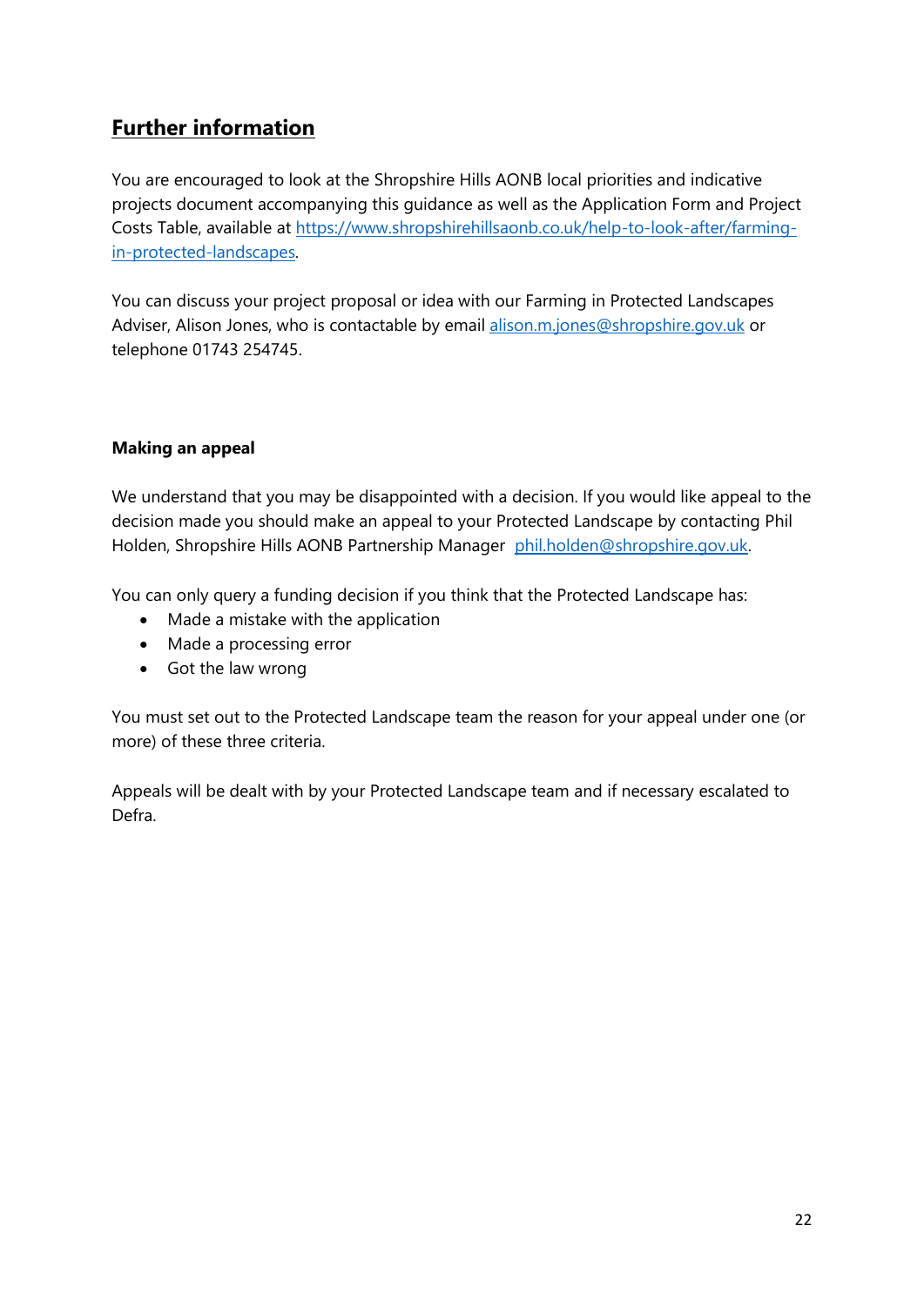## Further information

You are encouraged to look at the Shropshire Hills AONB local priorities and indicative projects document accompanying this guidance as well as the Application Form and Project Costs Table, available at [https://www.shropshirehillsaonb.co.uk/help-to-look-after/farming-in-protected-landscapes](https://www.shropshirehillsaonb.co.uk/help-to-look-after/farming-in-protected-landscapes).

You can discuss your project proposal or idea with our Farming in Protected Landscapes Adviser, Alison Jones, who is contactable by email [alison.m.jones@shropshire.gov.uk](mailto:alison.m.jones@shropshire.gov.uk) or telephone 01743 254745.

### Making an appeal

We understand that you may be disappointed with a decision. If you would like appeal to the decision made you should make an appeal to your Protected Landscape by contacting Phil Holden, Shropshire Hills AONB Partnership Manager [phil.holden@shropshire.gov.uk](mailto:phil.holden@shropshire.gov.uk).

You can only query a funding decision if you think that the Protected Landscape has:

- Made a mistake with the application
- Made a processing error
- Got the law wrong

You must set out to the Protected Landscape team the reason for your appeal under one (or more) of these three criteria.

Appeals will be dealt with by your Protected Landscape team and if necessary escalated to Defra.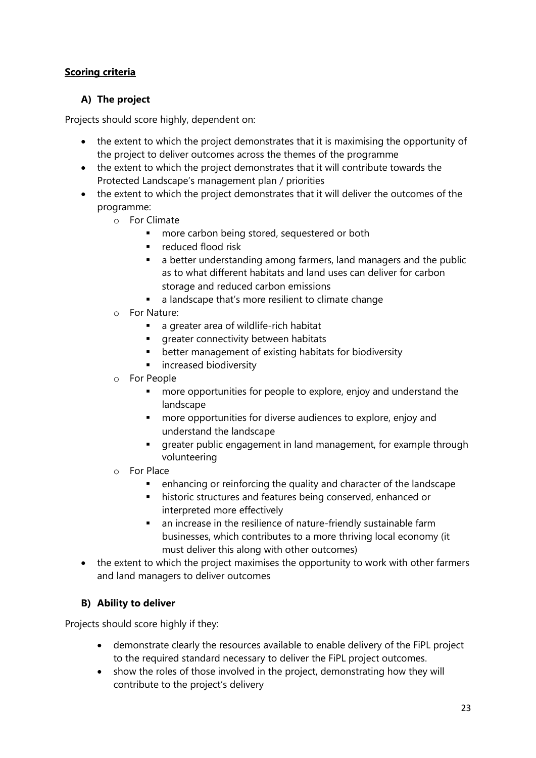**Scoring criteria**

### A) The project

Projects should score highly, dependent on:

- the extent to which the project demonstrates that it is maximising the opportunity of the project to deliver outcomes across the themes of the programme
- the extent to which the project demonstrates that it will contribute towards the Protected Landscape's management plan / priorities
- the extent to which the project demonstrates that it will deliver the outcomes of the programme:
    - For Climate
        - more carbon being stored, sequestered or both
        - reduced flood risk
        - a better understanding among farmers, land managers and the public as to what different habitats and land uses can deliver for carbon storage and reduced carbon emissions
        - a landscape that's more resilient to climate change
    - For Nature:
        - a greater area of wildlife-rich habitat
        - greater connectivity between habitats
        - better management of existing habitats for biodiversity
        - increased biodiversity
    - For People
        - more opportunities for people to explore, enjoy and understand the landscape
        - more opportunities for diverse audiences to explore, enjoy and understand the landscape
        - greater public engagement in land management, for example through volunteering
    - For Place
        - enhancing or reinforcing the quality and character of the landscape
        - historic structures and features being conserved, enhanced or interpreted more effectively
        - an increase in the resilience of nature-friendly sustainable farm businesses, which contributes to a more thriving local economy (it must deliver this along with other outcomes)
- the extent to which the project maximises the opportunity to work with other farmers and land managers to deliver outcomes

### B) Ability to deliver

Projects should score highly if they:

- demonstrate clearly the resources available to enable delivery of the FiPL project to the required standard necessary to deliver the FiPL project outcomes.
- show the roles of those involved in the project, demonstrating how they will contribute to the project's delivery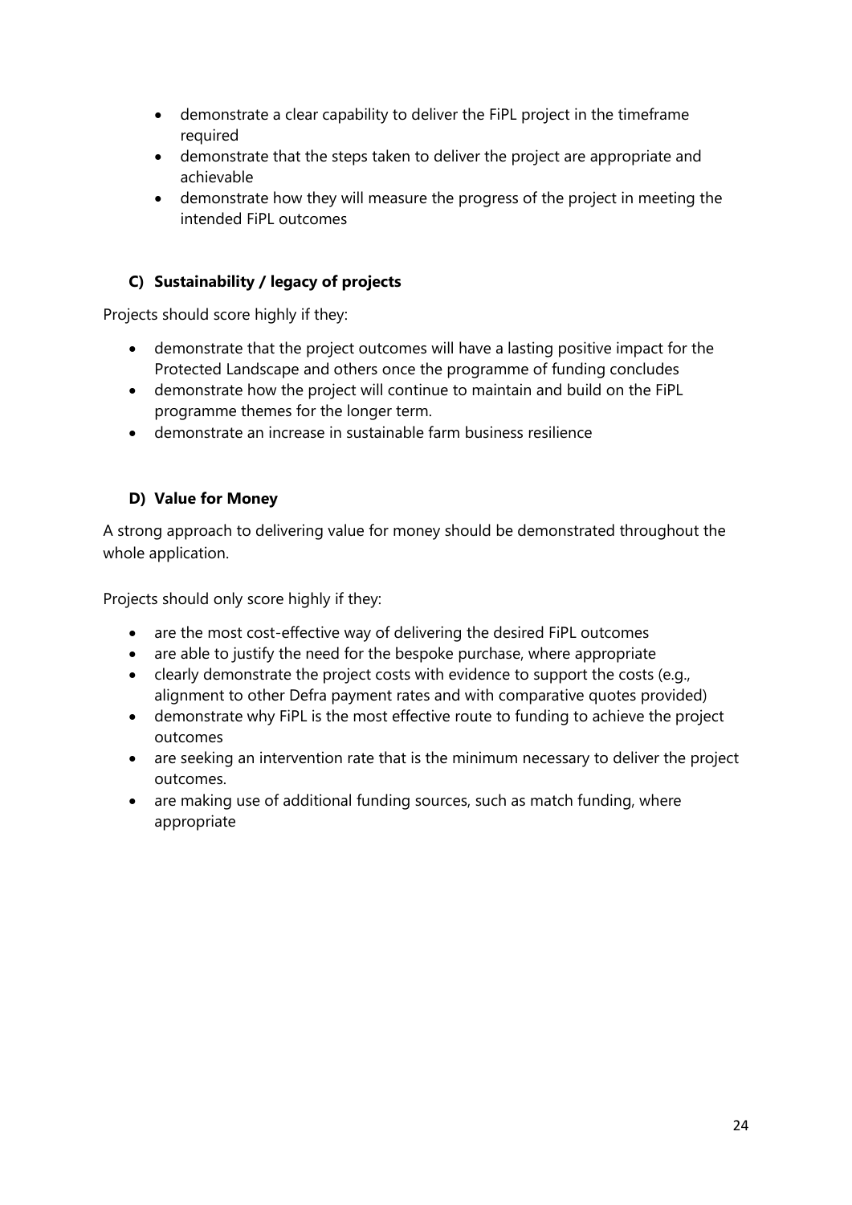- demonstrate a clear capability to deliver the FiPL project in the timeframe required
- demonstrate that the steps taken to deliver the project are appropriate and achievable
- demonstrate how they will measure the progress of the project in meeting the intended FiPL outcomes

### C) Sustainability / legacy of projects

Projects should score highly if they:

- demonstrate that the project outcomes will have a lasting positive impact for the Protected Landscape and others once the programme of funding concludes
- demonstrate how the project will continue to maintain and build on the FiPL programme themes for the longer term.
- demonstrate an increase in sustainable farm business resilience

### D) Value for Money

A strong approach to delivering value for money should be demonstrated throughout the whole application.

Projects should only score highly if they:

- are the most cost-effective way of delivering the desired FiPL outcomes
- are able to justify the need for the bespoke purchase, where appropriate
- clearly demonstrate the project costs with evidence to support the costs (e.g., alignment to other Defra payment rates and with comparative quotes provided)
- demonstrate why FiPL is the most effective route to funding to achieve the project outcomes
- are seeking an intervention rate that is the minimum necessary to deliver the project outcomes.
- are making use of additional funding sources, such as match funding, where appropriate